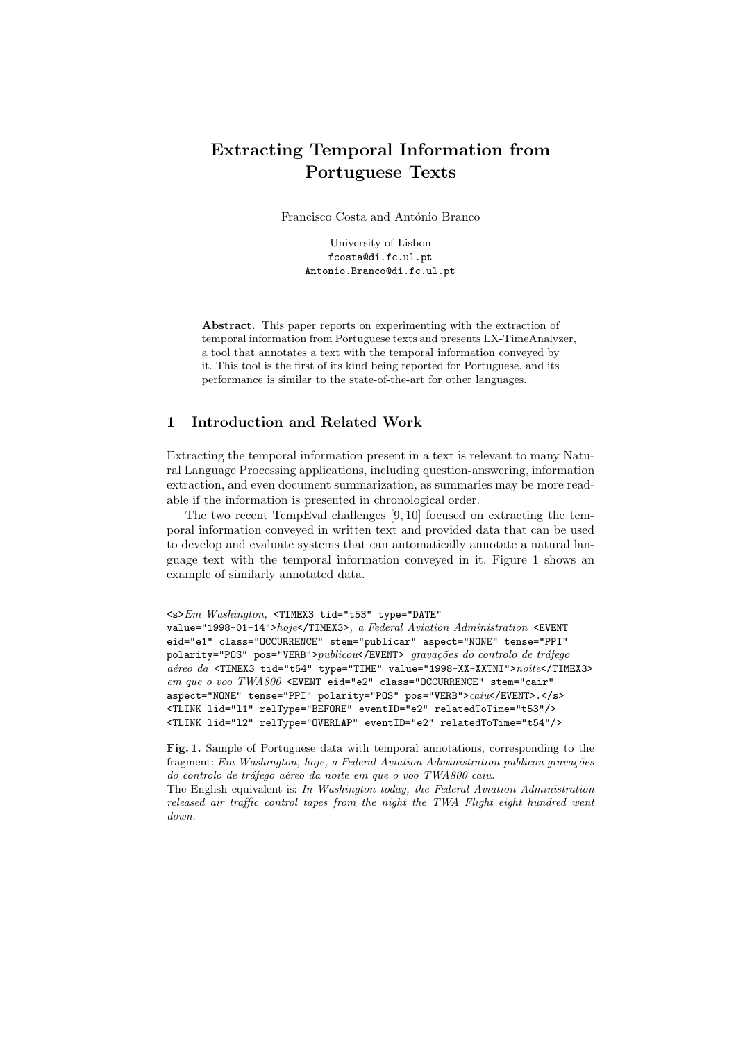# Extracting Temporal Information from Portuguese Texts

Francisco Costa and António Branco

University of Lisbon
fcosta@di.fc.ul.pt
Antonio.Branco@di.fc.ul.pt

**Abstract.** This paper reports on experimenting with the extraction of temporal information from Portuguese texts and presents LX-TimeAnalyzer, a tool that annotates a text with the temporal information conveyed by it. This tool is the first of its kind being reported for Portuguese, and its performance is similar to the state-of-the-art for other languages.

## 1 Introduction and Related Work

Extracting the temporal information present in a text is relevant to many Natural Language Processing applications, including question-answering, information extraction, and even document summarization, as summaries may be more readable if the information is presented in chronological order.

The two recent TempEval challenges [9, 10] focused on extracting the temporal information conveyed in written text and provided data that can be used to develop and evaluate systems that can automatically annotate a natural language text with the temporal information conveyed in it. Figure 1 shows an example of similarly annotated data.

```
<s>Em Washington, <TIMEX3 tid="t53" type="DATE"
value="1998-01-14">hoje</TIMEX3>, a Federal Aviation Administration <EVENT
eid="e1" class="OCCURRENCE" stem="publicar" aspect="NONE" tense="PPI"
polarity="POS" pos="VERB">publicou</EVENT> gravações do controlo de tráfego
aéreo da <TIMEX3 tid="t54" type="TIME" value="1998-XX-XXTNI">noite</TIMEX3>
em que o voo TWA800 <EVENT eid="e2" class="OCCURRENCE" stem="cair"
aspect="NONE" tense="PPI" polarity="POS" pos="VERB">caiu</EVENT>.</s>
<TLINK lid="l1" relType="BEFORE" eventID="e2" relatedToTime="t53"/>
<TLINK lid="l2" relType="OVERLAP" eventID="e2" relatedToTime="t54"/>
```

**Fig. 1.** Sample of Portuguese data with temporal annotations, corresponding to the fragment: *Em Washington, hoje, a Federal Aviation Administration publicou gravações do controlo de tráfego aéreo da noite em que o voo TWA800 caiu.*
The English equivalent is: *In Washington today, the Federal Aviation Administration released air traffic control tapes from the night the TWA Flight eight hundred went down.*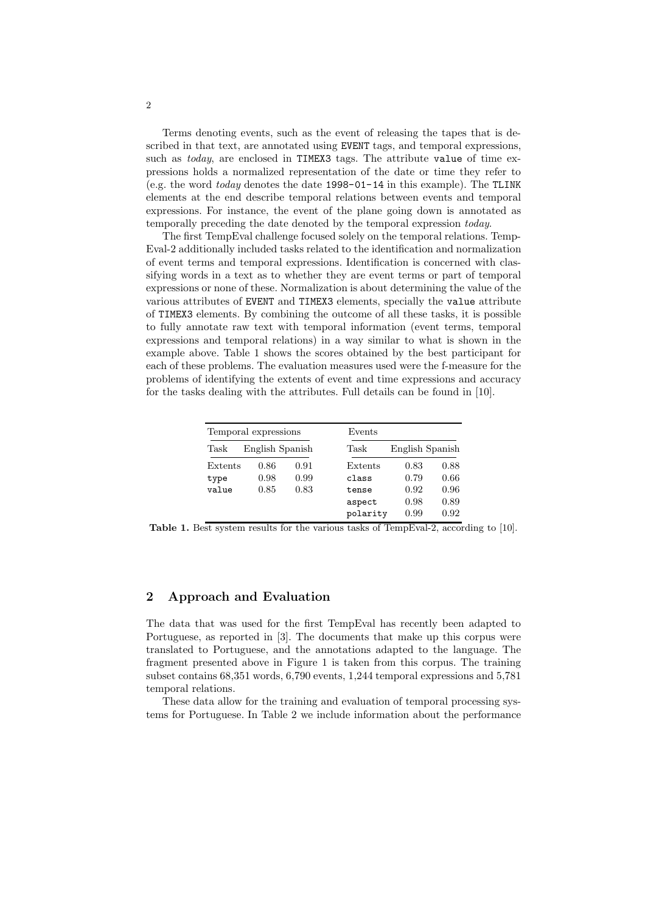Terms denoting events, such as the event of releasing the tapes that is described in that text, are annotated using `EVENT` tags, and temporal expressions, such as *today*, are enclosed in `TIMEX3` tags. The attribute `value` of time expressions holds a normalized representation of the date or time they refer to (e.g. the word *today* denotes the date `1998-01-14` in this example). The `TLINK` elements at the end describe temporal relations between events and temporal expressions. For instance, the event of the plane going down is annotated as temporally preceding the date denoted by the temporal expression *today*.

The first TempEval challenge focused solely on the temporal relations. TempEval-2 additionally included tasks related to the identification and normalization of event terms and temporal expressions. Identification is concerned with classifying words in a text as to whether they are event terms or part of temporal expressions or none of these. Normalization is about determining the value of the various attributes of `EVENT` and `TIMEX3` elements, specially the `value` attribute of `TIMEX3` elements. By combining the outcome of all these tasks, it is possible to fully annotate raw text with temporal information (event terms, temporal expressions and temporal relations) in a way similar to what is shown in the example above. Table 1 shows the scores obtained by the best participant for each of these problems. The evaluation measures used were the f-measure for the problems of identifying the extents of event and time expressions and accuracy for the tasks dealing with the attributes. Full details can be found in [10].

| Temporal expressions | | | Events | | |
|---|---|---|---|---|---|
| Task | English | Spanish | Task | English | Spanish |
| Extents | 0.86 | 0.91 | Extents | 0.83 | 0.88 |
| `type` | 0.98 | 0.99 | `class` | 0.79 | 0.66 |
| `value` | 0.85 | 0.83 | `tense` | 0.92 | 0.96 |
| | | | `aspect` | 0.98 | 0.89 |
| | | | `polarity` | 0.99 | 0.92 |

**Table 1.** Best system results for the various tasks of TempEval-2, according to [10].

## 2 Approach and Evaluation

The data that was used for the first TempEval has recently been adapted to Portuguese, as reported in [3]. The documents that make up this corpus were translated to Portuguese, and the annotations adapted to the language. The fragment presented above in Figure 1 is taken from this corpus. The training subset contains 68,351 words, 6,790 events, 1,244 temporal expressions and 5,781 temporal relations.

These data allow for the training and evaluation of temporal processing systems for Portuguese. In Table 2 we include information about the performance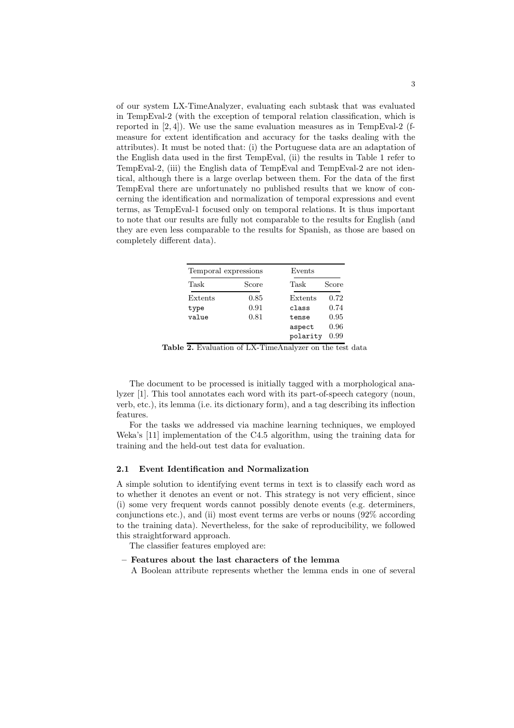of our system LX-TimeAnalyzer, evaluating each subtask that was evaluated in TempEval-2 (with the exception of temporal relation classification, which is reported in [2, 4]). We use the same evaluation measures as in TempEval-2 (f-measure for extent identification and accuracy for the tasks dealing with the attributes). It must be noted that: (i) the Portuguese data are an adaptation of the English data used in the first TempEval, (ii) the results in Table 1 refer to TempEval-2, (iii) the English data of TempEval and TempEval-2 are not identical, although there is a large overlap between them. For the data of the first TempEval there are unfortunately no published results that we know of concerning the identification and normalization of temporal expressions and event terms, as TempEval-1 focused only on temporal relations. It is thus important to note that our results are fully not comparable to the results for English (and they are even less comparable to the results for Spanish, as those are based on completely different data).

| Temporal expressions | | Events | |
|---|---|---|---|
| Task | Score | Task | Score |
| Extents | 0.85 | Extents | 0.72 |
| `type` | 0.91 | `class` | 0.74 |
| `value` | 0.81 | `tense` | 0.95 |
| | | `aspect` | 0.96 |
| | | `polarity` | 0.99 |

**Table 2.** Evaluation of LX-TimeAnalyzer on the test data

The document to be processed is initially tagged with a morphological analyzer [1]. This tool annotates each word with its part-of-speech category (noun, verb, etc.), its lemma (i.e. its dictionary form), and a tag describing its inflection features.

For the tasks we addressed via machine learning techniques, we employed Weka's [11] implementation of the C4.5 algorithm, using the training data for training and the held-out test data for evaluation.

### 2.1 Event Identification and Normalization

A simple solution to identifying event terms in text is to classify each word as to whether it denotes an event or not. This strategy is not very efficient, since (i) some very frequent words cannot possibly denote events (e.g. determiners, conjunctions etc.), and (ii) most event terms are verbs or nouns (92% according to the training data). Nevertheless, for the sake of reproducibility, we followed this straightforward approach.

The classifier features employed are:

- **Features about the last characters of the lemma**
  A Boolean attribute represents whether the lemma ends in one of several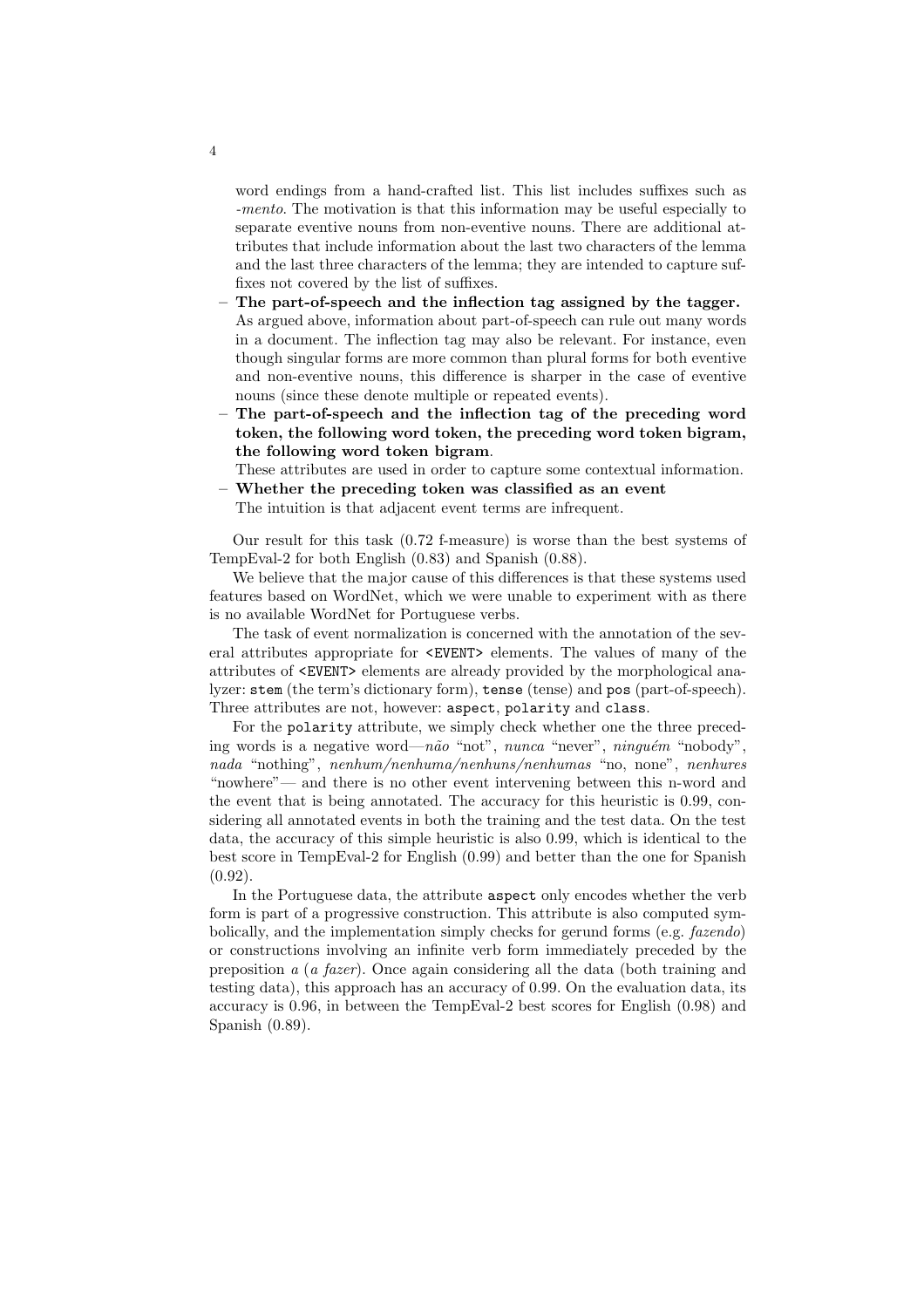word endings from a hand-crafted list. This list includes suffixes such as *-mento*. The motivation is that this information may be useful especially to separate eventive nouns from non-eventive nouns. There are additional attributes that include information about the last two characters of the lemma and the last three characters of the lemma; they are intended to capture suffixes not covered by the list of suffixes.

- **The part-of-speech and the inflection tag assigned by the tagger.** As argued above, information about part-of-speech can rule out many words in a document. The inflection tag may also be relevant. For instance, even though singular forms are more common than plural forms for both eventive and non-eventive nouns, this difference is sharper in the case of eventive nouns (since these denote multiple or repeated events).
- **The part-of-speech and the inflection tag of the preceding word token, the following word token, the preceding word token bigram, the following word token bigram**.
  These attributes are used in order to capture some contextual information.
- **Whether the preceding token was classified as an event**
  The intuition is that adjacent event terms are infrequent.

Our result for this task (0.72 f-measure) is worse than the best systems of TempEval-2 for both English (0.83) and Spanish (0.88).

We believe that the major cause of this differences is that these systems used features based on WordNet, which we were unable to experiment with as there is no available WordNet for Portuguese verbs.

The task of event normalization is concerned with the annotation of the several attributes appropriate for `<EVENT>` elements. The values of many of the attributes of `<EVENT>` elements are already provided by the morphological analyzer: `stem` (the term's dictionary form), `tense` (tense) and `pos` (part-of-speech). Three attributes are not, however: `aspect`, `polarity` and `class`.

For the `polarity` attribute, we simply check whether one the three preceding words is a negative word—*não* "not", *nunca* "never", *ninguém* "nobody", *nada* "nothing", *nenhum/nenhuma/nenhuns/nenhumas* "no, none", *nenhures* "nowhere"— and there is no other event intervening between this n-word and the event that is being annotated. The accuracy for this heuristic is 0.99, considering all annotated events in both the training and the test data. On the test data, the accuracy of this simple heuristic is also 0.99, which is identical to the best score in TempEval-2 for English (0.99) and better than the one for Spanish (0.92).

In the Portuguese data, the attribute `aspect` only encodes whether the verb form is part of a progressive construction. This attribute is also computed symbolically, and the implementation simply checks for gerund forms (e.g. *fazendo*) or constructions involving an infinite verb form immediately preceded by the preposition *a* (*a fazer*). Once again considering all the data (both training and testing data), this approach has an accuracy of 0.99. On the evaluation data, its accuracy is 0.96, in between the TempEval-2 best scores for English (0.98) and Spanish (0.89).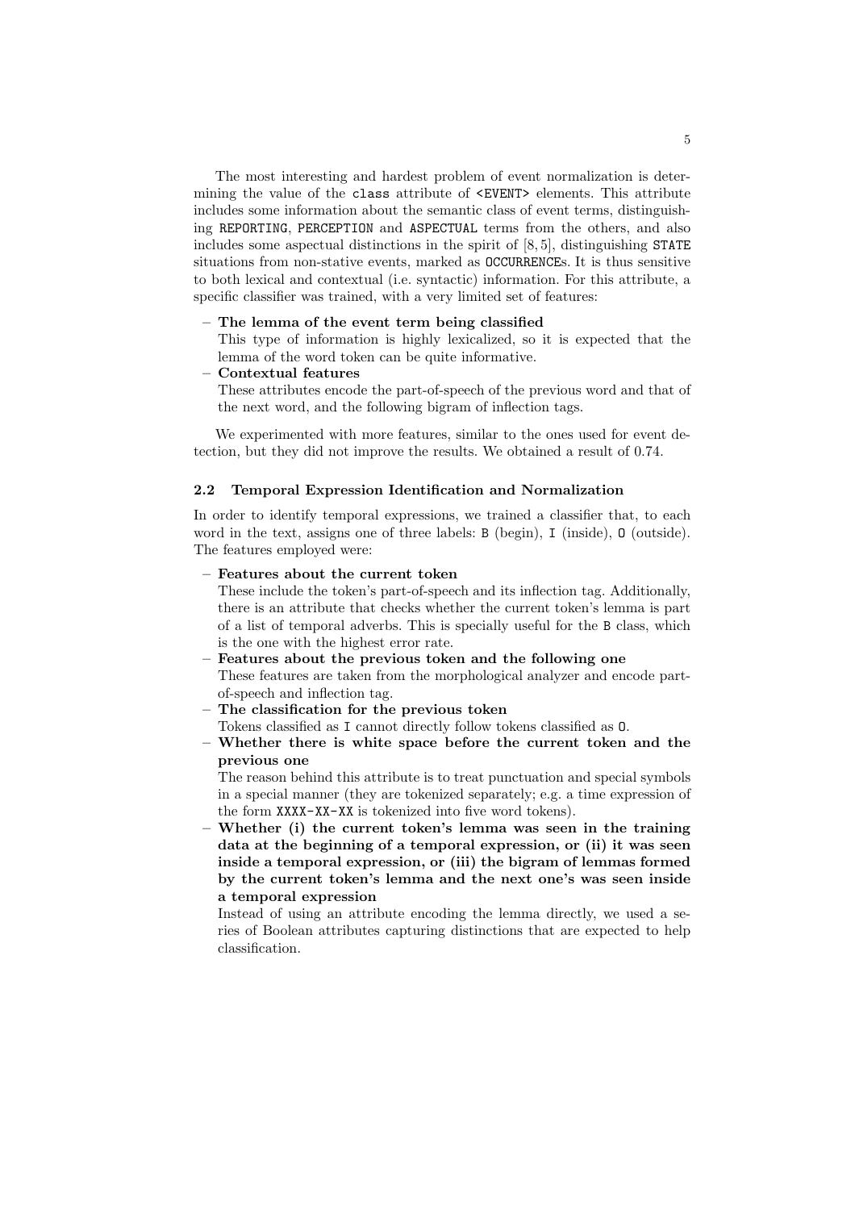The most interesting and hardest problem of event normalization is determining the value of the `class` attribute of `<EVENT>` elements. This attribute includes some information about the semantic class of event terms, distinguishing `REPORTING`, `PERCEPTION` and `ASPECTUAL` terms from the others, and also includes some aspectual distinctions in the spirit of [8, 5], distinguishing `STATE` situations from non-stative events, marked as `OCCURRENCE`s. It is thus sensitive to both lexical and contextual (i.e. syntactic) information. For this attribute, a specific classifier was trained, with a very limited set of features:

- **The lemma of the event term being classified**
  This type of information is highly lexicalized, so it is expected that the lemma of the word token can be quite informative.
- **Contextual features**
  These attributes encode the part-of-speech of the previous word and that of the next word, and the following bigram of inflection tags.

We experimented with more features, similar to the ones used for event detection, but they did not improve the results. We obtained a result of 0.74.

### 2.2 Temporal Expression Identification and Normalization

In order to identify temporal expressions, we trained a classifier that, to each word in the text, assigns one of three labels: `B` (begin), `I` (inside), `O` (outside). The features employed were:

- **Features about the current token**
  These include the token's part-of-speech and its inflection tag. Additionally, there is an attribute that checks whether the current token's lemma is part of a list of temporal adverbs. This is specially useful for the `B` class, which is the one with the highest error rate.
- **Features about the previous token and the following one**
  These features are taken from the morphological analyzer and encode part-of-speech and inflection tag.
- **The classification for the previous token**
  Tokens classified as `I` cannot directly follow tokens classified as `O`.
- **Whether there is white space before the current token and the previous one**
  The reason behind this attribute is to treat punctuation and special symbols in a special manner (they are tokenized separately; e.g. a time expression of the form `XXXX-XX-XX` is tokenized into five word tokens).
- **Whether (i) the current token's lemma was seen in the training data at the beginning of a temporal expression, or (ii) it was seen inside a temporal expression, or (iii) the bigram of lemmas formed by the current token's lemma and the next one's was seen inside a temporal expression**
  Instead of using an attribute encoding the lemma directly, we used a series of Boolean attributes capturing distinctions that are expected to help classification.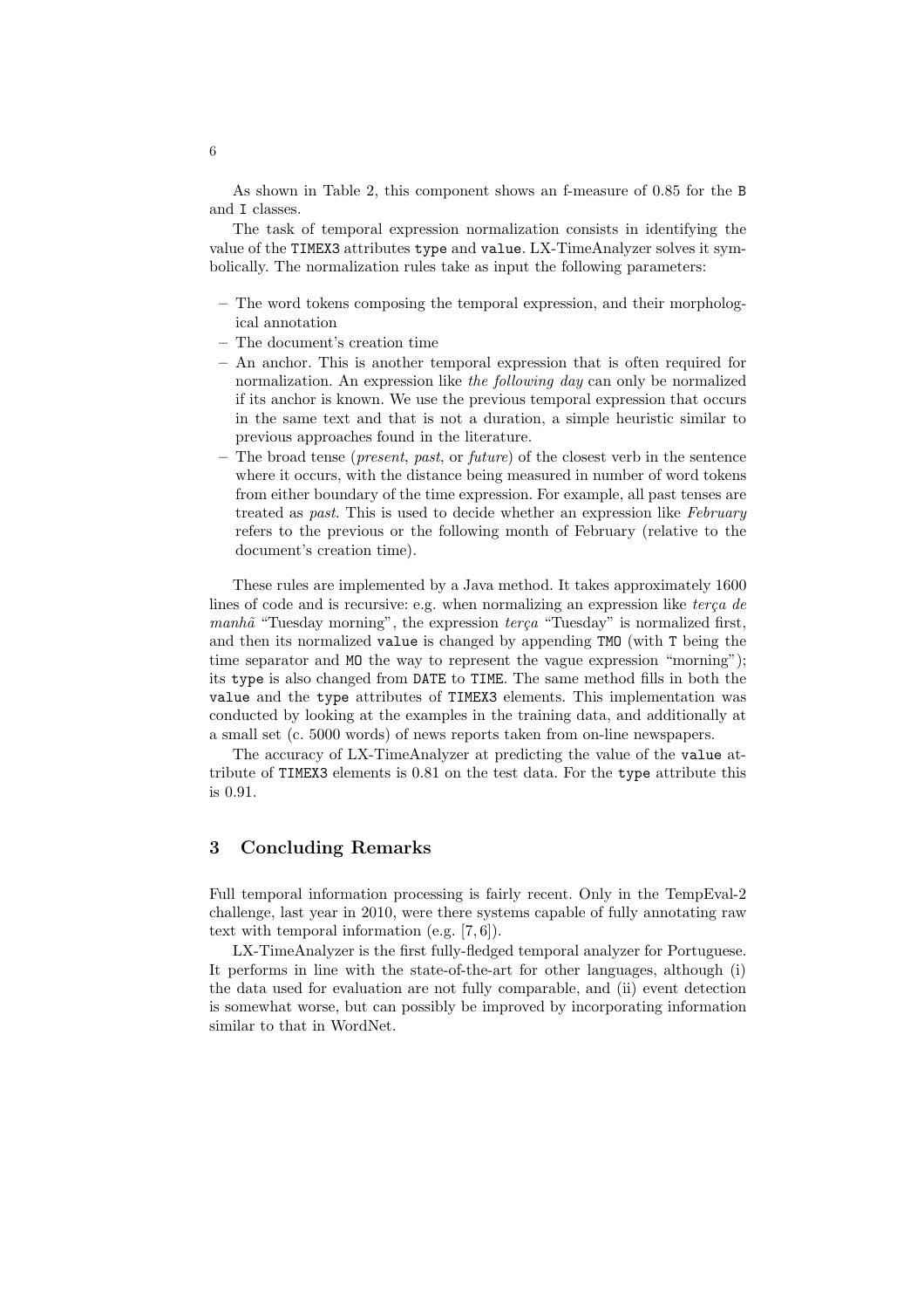As shown in Table 2, this component shows an f-measure of 0.85 for the `B` and `I` classes.

The task of temporal expression normalization consists in identifying the value of the `TIMEX3` attributes `type` and `value`. LX-TimeAnalyzer solves it symbolically. The normalization rules take as input the following parameters:

- The word tokens composing the temporal expression, and their morphological annotation
- The document's creation time
- An anchor. This is another temporal expression that is often required for normalization. An expression like *the following day* can only be normalized if its anchor is known. We use the previous temporal expression that occurs in the same text and that is not a duration, a simple heuristic similar to previous approaches found in the literature.
- The broad tense (*present*, *past*, or *future*) of the closest verb in the sentence where it occurs, with the distance being measured in number of word tokens from either boundary of the time expression. For example, all past tenses are treated as *past*. This is used to decide whether an expression like *February* refers to the previous or the following month of February (relative to the document's creation time).

These rules are implemented by a Java method. It takes approximately 1600 lines of code and is recursive: e.g. when normalizing an expression like *terça de manhã* "Tuesday morning", the expression *terça* "Tuesday" is normalized first, and then its normalized `value` is changed by appending `TMO` (with `T` being the time separator and `MO` the way to represent the vague expression "morning"); its `type` is also changed from `DATE` to `TIME`. The same method fills in both the `value` and the `type` attributes of `TIMEX3` elements. This implementation was conducted by looking at the examples in the training data, and additionally at a small set (c. 5000 words) of news reports taken from on-line newspapers.

The accuracy of LX-TimeAnalyzer at predicting the value of the `value` attribute of `TIMEX3` elements is 0.81 on the test data. For the `type` attribute this is 0.91.

## 3 Concluding Remarks

Full temporal information processing is fairly recent. Only in the TempEval-2 challenge, last year in 2010, were there systems capable of fully annotating raw text with temporal information (e.g. [7, 6]).

LX-TimeAnalyzer is the first fully-fledged temporal analyzer for Portuguese. It performs in line with the state-of-the-art for other languages, although (i) the data used for evaluation are not fully comparable, and (ii) event detection is somewhat worse, but can possibly be improved by incorporating information similar to that in WordNet.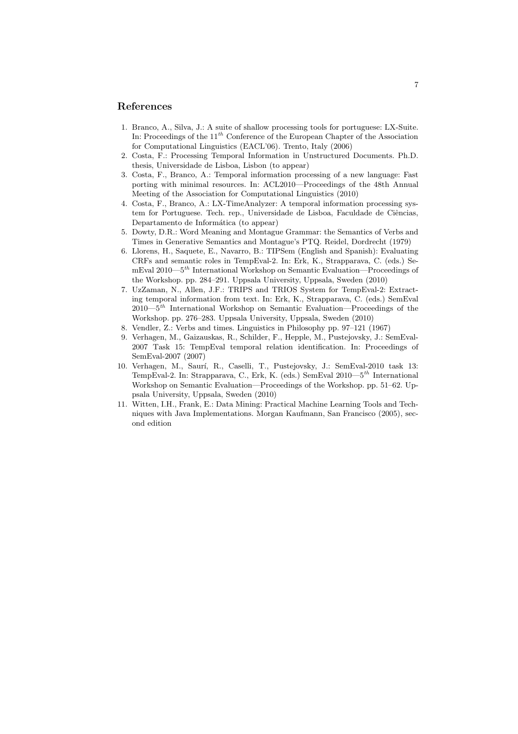## References

1. Branco, A., Silva, J.: A suite of shallow processing tools for portuguese: LX-Suite. In: Proceedings of the $11^{th}$ Conference of the European Chapter of the Association for Computational Linguistics (EACL'06). Trento, Italy (2006)
2. Costa, F.: Processing Temporal Information in Unstructured Documents. Ph.D. thesis, Universidade de Lisboa, Lisbon (to appear)
3. Costa, F., Branco, A.: Temporal information processing of a new language: Fast porting with minimal resources. In: ACL2010—Proceedings of the 48th Annual Meeting of the Association for Computational Linguistics (2010)
4. Costa, F., Branco, A.: LX-TimeAnalyzer: A temporal information processing system for Portuguese. Tech. rep., Universidade de Lisboa, Faculdade de Ciências, Departamento de Informática (to appear)
5. Dowty, D.R.: Word Meaning and Montague Grammar: the Semantics of Verbs and Times in Generative Semantics and Montague's PTQ. Reidel, Dordrecht (1979)
6. Llorens, H., Saquete, E., Navarro, B.: TIPSem (English and Spanish): Evaluating CRFs and semantic roles in TempEval-2. In: Erk, K., Strapparava, C. (eds.) SemEval 2010—$5^{th}$ International Workshop on Semantic Evaluation—Proceedings of the Workshop. pp. 284–291. Uppsala University, Uppsala, Sweden (2010)
7. UzZaman, N., Allen, J.F.: TRIPS and TRIOS System for TempEval-2: Extracting temporal information from text. In: Erk, K., Strapparava, C. (eds.) SemEval 2010—$5^{th}$ International Workshop on Semantic Evaluation—Proceedings of the Workshop. pp. 276–283. Uppsala University, Uppsala, Sweden (2010)
8. Vendler, Z.: Verbs and times. Linguistics in Philosophy pp. 97–121 (1967)
9. Verhagen, M., Gaizauskas, R., Schilder, F., Hepple, M., Pustejovsky, J.: SemEval-2007 Task 15: TempEval temporal relation identification. In: Proceedings of SemEval-2007 (2007)
10. Verhagen, M., Saurí, R., Caselli, T., Pustejovsky, J.: SemEval-2010 task 13: TempEval-2. In: Strapparava, C., Erk, K. (eds.) SemEval 2010—$5^{th}$ International Workshop on Semantic Evaluation—Proceedings of the Workshop. pp. 51–62. Uppsala University, Uppsala, Sweden (2010)
11. Witten, I.H., Frank, E.: Data Mining: Practical Machine Learning Tools and Techniques with Java Implementations. Morgan Kaufmann, San Francisco (2005), second edition